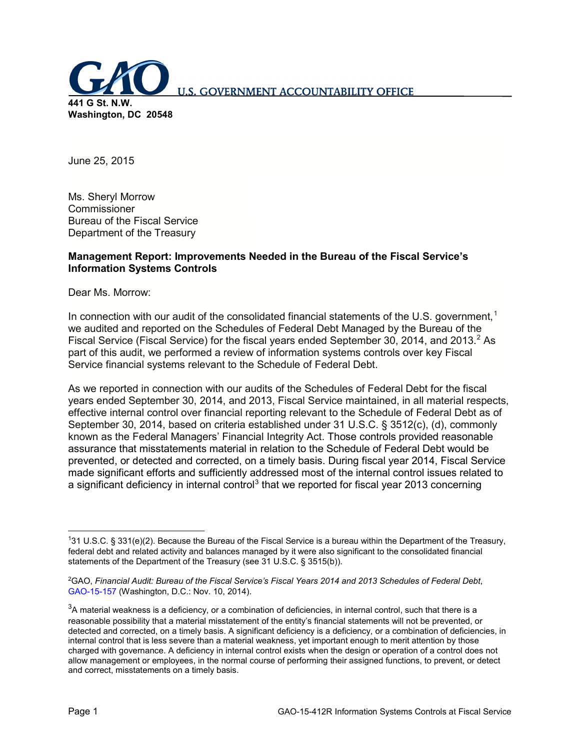**U.S. GOVERNMENT ACCOUNTABILITY OFFICE**

**441 G St. N.W.**
**Washington, DC 20548**

June 25, 2015

Ms. Sheryl Morrow
Commissioner
Bureau of the Fiscal Service
Department of the Treasury

**Management Report: Improvements Needed in the Bureau of the Fiscal Service's Information Systems Controls**

Dear Ms. Morrow:

In connection with our audit of the consolidated financial statements of the U.S. government,[1] we audited and reported on the Schedules of Federal Debt Managed by the Bureau of the Fiscal Service (Fiscal Service) for the fiscal years ended September 30, 2014, and 2013.[2] As part of this audit, we performed a review of information systems controls over key Fiscal Service financial systems relevant to the Schedule of Federal Debt.

As we reported in connection with our audits of the Schedules of Federal Debt for the fiscal years ended September 30, 2014, and 2013, Fiscal Service maintained, in all material respects, effective internal control over financial reporting relevant to the Schedule of Federal Debt as of September 30, 2014, based on criteria established under 31 U.S.C. § 3512(c), (d), commonly known as the Federal Managers' Financial Integrity Act. Those controls provided reasonable assurance that misstatements material in relation to the Schedule of Federal Debt would be prevented, or detected and corrected, on a timely basis. During fiscal year 2014, Fiscal Service made significant efforts and sufficiently addressed most of the internal control issues related to a significant deficiency in internal control[3] that we reported for fiscal year 2013 concerning

---

[1]31 U.S.C. § 331(e)(2). Because the Bureau of the Fiscal Service is a bureau within the Department of the Treasury, federal debt and related activity and balances managed by it were also significant to the consolidated financial statements of the Department of the Treasury (see 31 U.S.C. § 3515(b)).

[2]GAO, *Financial Audit: Bureau of the Fiscal Service's Fiscal Years 2014 and 2013 Schedules of Federal Debt*, GAO-15-157 (Washington, D.C.: Nov. 10, 2014).

[3]A material weakness is a deficiency, or a combination of deficiencies, in internal control, such that there is a reasonable possibility that a material misstatement of the entity's financial statements will not be prevented, or detected and corrected, on a timely basis. A significant deficiency is a deficiency, or a combination of deficiencies, in internal control that is less severe than a material weakness, yet important enough to merit attention by those charged with governance. A deficiency in internal control exists when the design or operation of a control does not allow management or employees, in the normal course of performing their assigned functions, to prevent, or detect and correct, misstatements on a timely basis.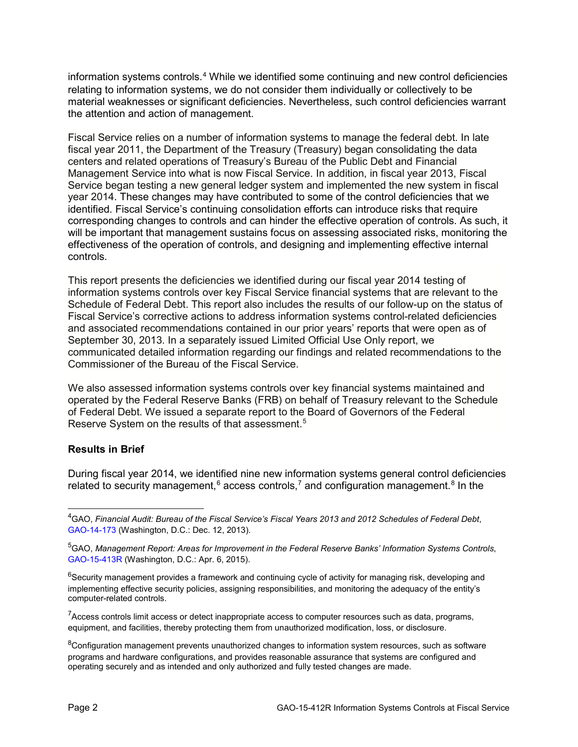information systems controls.[4] While we identified some continuing and new control deficiencies relating to information systems, we do not consider them individually or collectively to be material weaknesses or significant deficiencies. Nevertheless, such control deficiencies warrant the attention and action of management.

Fiscal Service relies on a number of information systems to manage the federal debt. In late fiscal year 2011, the Department of the Treasury (Treasury) began consolidating the data centers and related operations of Treasury's Bureau of the Public Debt and Financial Management Service into what is now Fiscal Service. In addition, in fiscal year 2013, Fiscal Service began testing a new general ledger system and implemented the new system in fiscal year 2014. These changes may have contributed to some of the control deficiencies that we identified. Fiscal Service's continuing consolidation efforts can introduce risks that require corresponding changes to controls and can hinder the effective operation of controls. As such, it will be important that management sustains focus on assessing associated risks, monitoring the effectiveness of the operation of controls, and designing and implementing effective internal controls.

This report presents the deficiencies we identified during our fiscal year 2014 testing of information systems controls over key Fiscal Service financial systems that are relevant to the Schedule of Federal Debt. This report also includes the results of our follow-up on the status of Fiscal Service's corrective actions to address information systems control-related deficiencies and associated recommendations contained in our prior years' reports that were open as of September 30, 2013. In a separately issued Limited Official Use Only report, we communicated detailed information regarding our findings and related recommendations to the Commissioner of the Bureau of the Fiscal Service.

We also assessed information systems controls over key financial systems maintained and operated by the Federal Reserve Banks (FRB) on behalf of Treasury relevant to the Schedule of Federal Debt. We issued a separate report to the Board of Governors of the Federal Reserve System on the results of that assessment.[5]

**Results in Brief**

During fiscal year 2014, we identified nine new information systems general control deficiencies related to security management,[6] access controls,[7] and configuration management.[8] In the

[4]GAO, *Financial Audit: Bureau of the Fiscal Service's Fiscal Years 2013 and 2012 Schedules of Federal Debt*, GAO-14-173 (Washington, D.C.: Dec. 12, 2013).

[5]GAO, *Management Report: Areas for Improvement in the Federal Reserve Banks' Information Systems Controls*, GAO-15-413R (Washington, D.C.: Apr. 6, 2015).

[6]Security management provides a framework and continuing cycle of activity for managing risk, developing and implementing effective security policies, assigning responsibilities, and monitoring the adequacy of the entity's computer-related controls.

[7]Access controls limit access or detect inappropriate access to computer resources such as data, programs, equipment, and facilities, thereby protecting them from unauthorized modification, loss, or disclosure.

[8]Configuration management prevents unauthorized changes to information system resources, such as software programs and hardware configurations, and provides reasonable assurance that systems are configured and operating securely and as intended and only authorized and fully tested changes are made.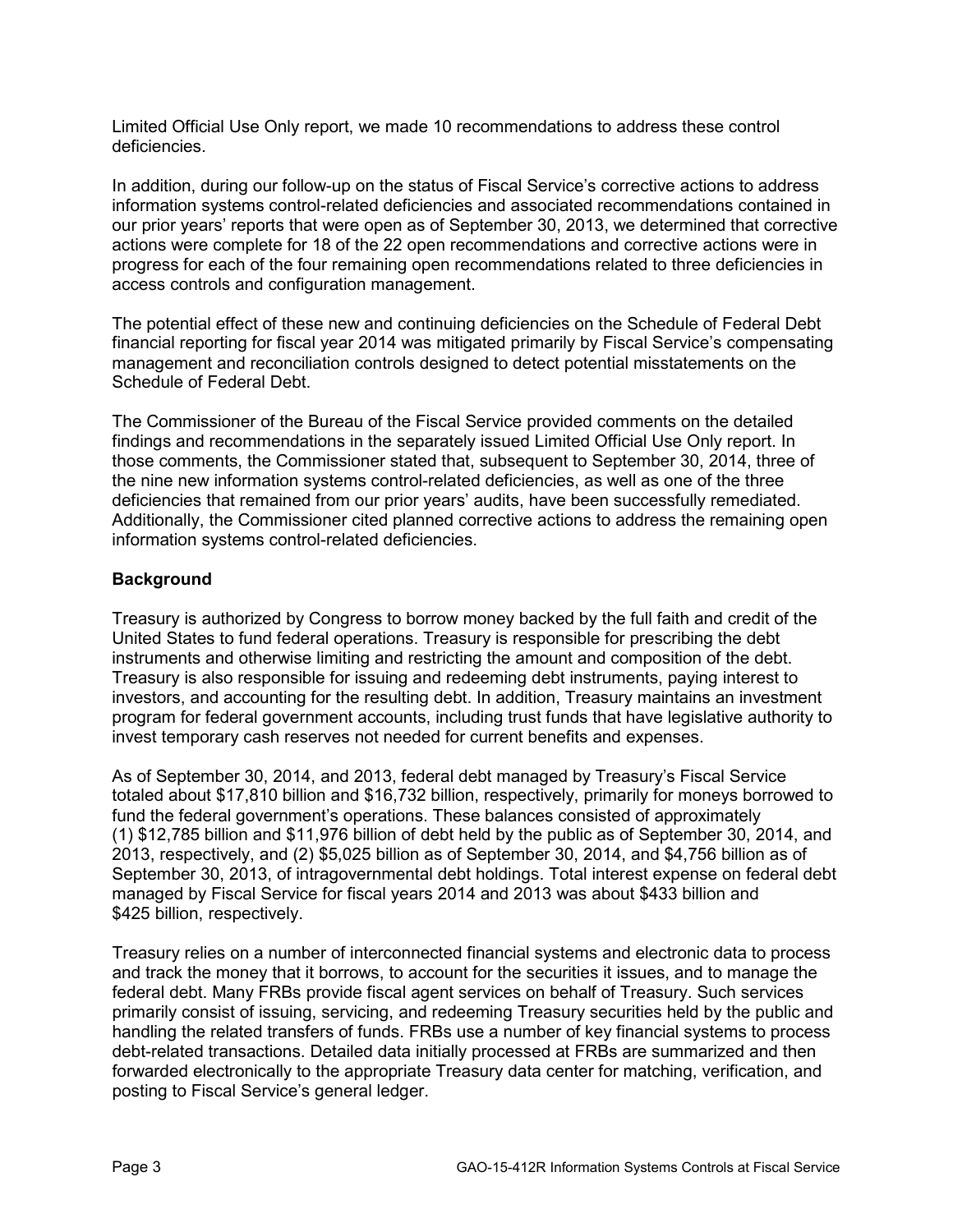Limited Official Use Only report, we made 10 recommendations to address these control deficiencies.

In addition, during our follow-up on the status of Fiscal Service's corrective actions to address information systems control-related deficiencies and associated recommendations contained in our prior years' reports that were open as of September 30, 2013, we determined that corrective actions were complete for 18 of the 22 open recommendations and corrective actions were in progress for each of the four remaining open recommendations related to three deficiencies in access controls and configuration management.

The potential effect of these new and continuing deficiencies on the Schedule of Federal Debt financial reporting for fiscal year 2014 was mitigated primarily by Fiscal Service's compensating management and reconciliation controls designed to detect potential misstatements on the Schedule of Federal Debt.

The Commissioner of the Bureau of the Fiscal Service provided comments on the detailed findings and recommendations in the separately issued Limited Official Use Only report. In those comments, the Commissioner stated that, subsequent to September 30, 2014, three of the nine new information systems control-related deficiencies, as well as one of the three deficiencies that remained from our prior years' audits, have been successfully remediated. Additionally, the Commissioner cited planned corrective actions to address the remaining open information systems control-related deficiencies.

## Background

Treasury is authorized by Congress to borrow money backed by the full faith and credit of the United States to fund federal operations. Treasury is responsible for prescribing the debt instruments and otherwise limiting and restricting the amount and composition of the debt. Treasury is also responsible for issuing and redeeming debt instruments, paying interest to investors, and accounting for the resulting debt. In addition, Treasury maintains an investment program for federal government accounts, including trust funds that have legislative authority to invest temporary cash reserves not needed for current benefits and expenses.

As of September 30, 2014, and 2013, federal debt managed by Treasury's Fiscal Service totaled about $17,810 billion and $16,732 billion, respectively, primarily for moneys borrowed to fund the federal government's operations. These balances consisted of approximately (1) $12,785 billion and $11,976 billion of debt held by the public as of September 30, 2014, and 2013, respectively, and (2) $5,025 billion as of September 30, 2014, and $4,756 billion as of September 30, 2013, of intragovernmental debt holdings. Total interest expense on federal debt managed by Fiscal Service for fiscal years 2014 and 2013 was about $433 billion and $425 billion, respectively.

Treasury relies on a number of interconnected financial systems and electronic data to process and track the money that it borrows, to account for the securities it issues, and to manage the federal debt. Many FRBs provide fiscal agent services on behalf of Treasury. Such services primarily consist of issuing, servicing, and redeeming Treasury securities held by the public and handling the related transfers of funds. FRBs use a number of key financial systems to process debt-related transactions. Detailed data initially processed at FRBs are summarized and then forwarded electronically to the appropriate Treasury data center for matching, verification, and posting to Fiscal Service's general ledger.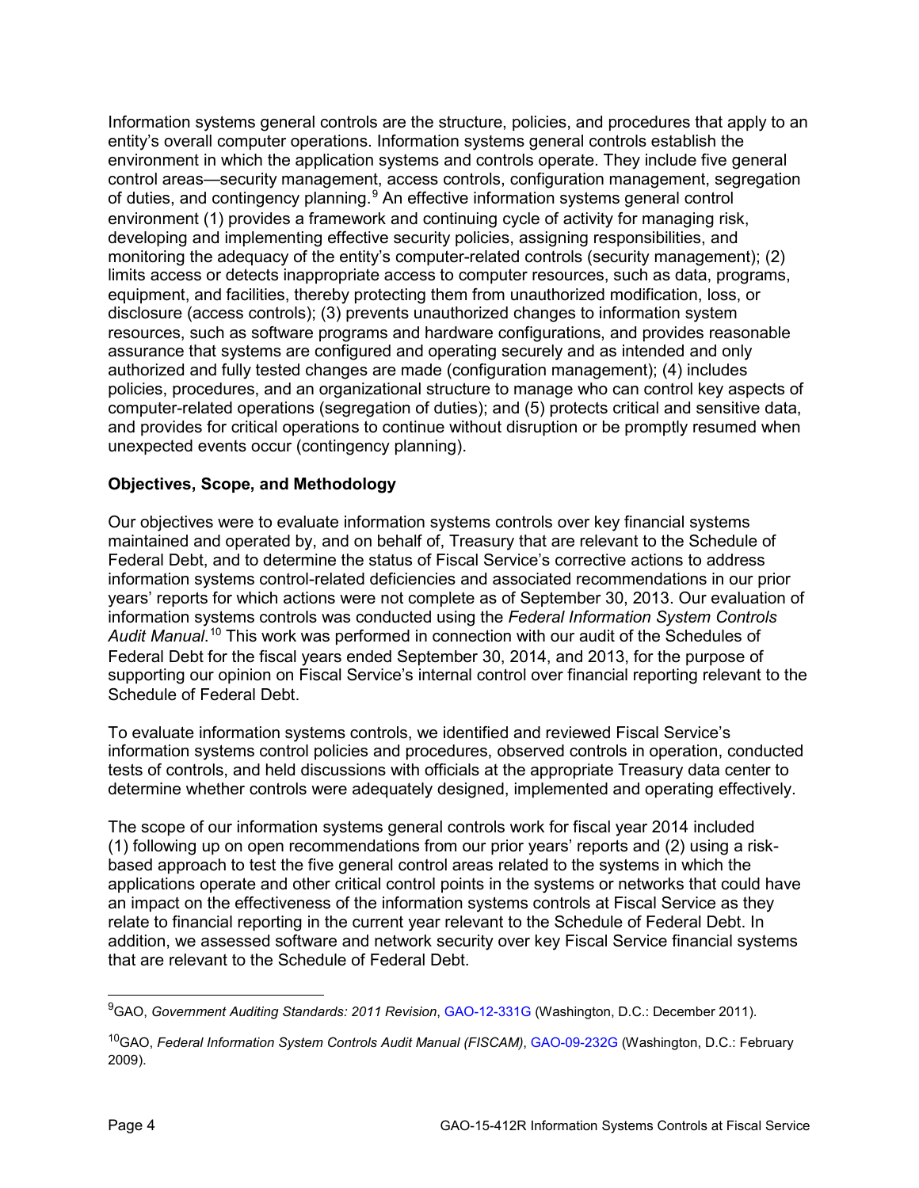Information systems general controls are the structure, policies, and procedures that apply to an entity's overall computer operations. Information systems general controls establish the environment in which the application systems and controls operate. They include five general control areas—security management, access controls, configuration management, segregation of duties, and contingency planning.[9] An effective information systems general control environment (1) provides a framework and continuing cycle of activity for managing risk, developing and implementing effective security policies, assigning responsibilities, and monitoring the adequacy of the entity's computer-related controls (security management); (2) limits access or detects inappropriate access to computer resources, such as data, programs, equipment, and facilities, thereby protecting them from unauthorized modification, loss, or disclosure (access controls); (3) prevents unauthorized changes to information system resources, such as software programs and hardware configurations, and provides reasonable assurance that systems are configured and operating securely and as intended and only authorized and fully tested changes are made (configuration management); (4) includes policies, procedures, and an organizational structure to manage who can control key aspects of computer-related operations (segregation of duties); and (5) protects critical and sensitive data, and provides for critical operations to continue without disruption or be promptly resumed when unexpected events occur (contingency planning).

**Objectives, Scope, and Methodology**

Our objectives were to evaluate information systems controls over key financial systems maintained and operated by, and on behalf of, Treasury that are relevant to the Schedule of Federal Debt, and to determine the status of Fiscal Service's corrective actions to address information systems control-related deficiencies and associated recommendations in our prior years' reports for which actions were not complete as of September 30, 2013. Our evaluation of information systems controls was conducted using the *Federal Information System Controls Audit Manual*.[10] This work was performed in connection with our audit of the Schedules of Federal Debt for the fiscal years ended September 30, 2014, and 2013, for the purpose of supporting our opinion on Fiscal Service's internal control over financial reporting relevant to the Schedule of Federal Debt.

To evaluate information systems controls, we identified and reviewed Fiscal Service's information systems control policies and procedures, observed controls in operation, conducted tests of controls, and held discussions with officials at the appropriate Treasury data center to determine whether controls were adequately designed, implemented and operating effectively.

The scope of our information systems general controls work for fiscal year 2014 included (1) following up on open recommendations from our prior years' reports and (2) using a risk-based approach to test the five general control areas related to the systems in which the applications operate and other critical control points in the systems or networks that could have an impact on the effectiveness of the information systems controls at Fiscal Service as they relate to financial reporting in the current year relevant to the Schedule of Federal Debt. In addition, we assessed software and network security over key Fiscal Service financial systems that are relevant to the Schedule of Federal Debt.

---

[9]GAO, *Government Auditing Standards: 2011 Revision*, GAO-12-331G (Washington, D.C.: December 2011).

[10]GAO, *Federal Information System Controls Audit Manual (FISCAM)*, GAO-09-232G (Washington, D.C.: February 2009).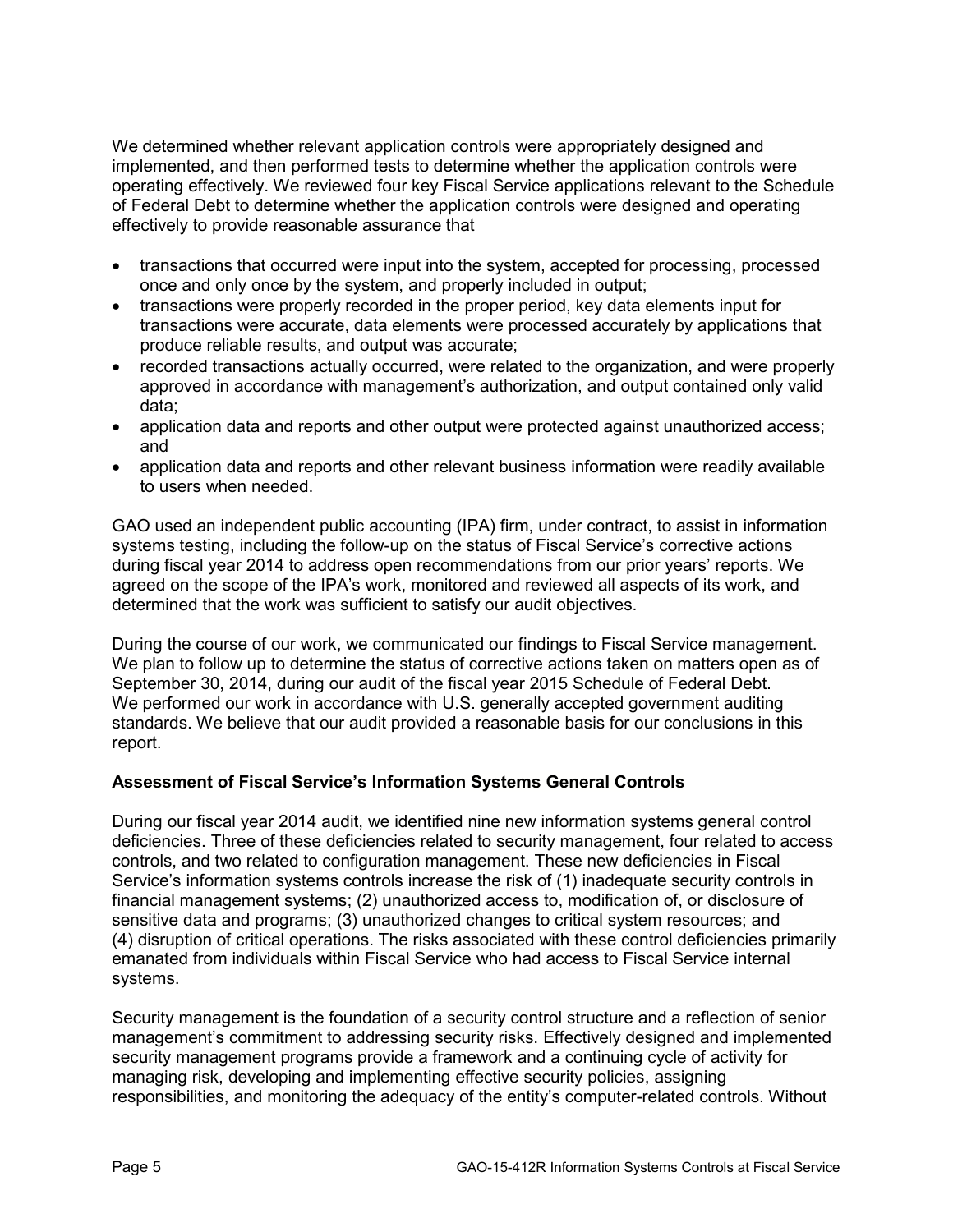We determined whether relevant application controls were appropriately designed and implemented, and then performed tests to determine whether the application controls were operating effectively. We reviewed four key Fiscal Service applications relevant to the Schedule of Federal Debt to determine whether the application controls were designed and operating effectively to provide reasonable assurance that

- transactions that occurred were input into the system, accepted for processing, processed once and only once by the system, and properly included in output;
- transactions were properly recorded in the proper period, key data elements input for transactions were accurate, data elements were processed accurately by applications that produce reliable results, and output was accurate;
- recorded transactions actually occurred, were related to the organization, and were properly approved in accordance with management's authorization, and output contained only valid data;
- application data and reports and other output were protected against unauthorized access; and
- application data and reports and other relevant business information were readily available to users when needed.

GAO used an independent public accounting (IPA) firm, under contract, to assist in information systems testing, including the follow-up on the status of Fiscal Service's corrective actions during fiscal year 2014 to address open recommendations from our prior years' reports. We agreed on the scope of the IPA's work, monitored and reviewed all aspects of its work, and determined that the work was sufficient to satisfy our audit objectives.

During the course of our work, we communicated our findings to Fiscal Service management. We plan to follow up to determine the status of corrective actions taken on matters open as of September 30, 2014, during our audit of the fiscal year 2015 Schedule of Federal Debt. We performed our work in accordance with U.S. generally accepted government auditing standards. We believe that our audit provided a reasonable basis for our conclusions in this report.

**Assessment of Fiscal Service's Information Systems General Controls**

During our fiscal year 2014 audit, we identified nine new information systems general control deficiencies. Three of these deficiencies related to security management, four related to access controls, and two related to configuration management. These new deficiencies in Fiscal Service's information systems controls increase the risk of (1) inadequate security controls in financial management systems; (2) unauthorized access to, modification of, or disclosure of sensitive data and programs; (3) unauthorized changes to critical system resources; and (4) disruption of critical operations. The risks associated with these control deficiencies primarily emanated from individuals within Fiscal Service who had access to Fiscal Service internal systems.

Security management is the foundation of a security control structure and a reflection of senior management's commitment to addressing security risks. Effectively designed and implemented security management programs provide a framework and a continuing cycle of activity for managing risk, developing and implementing effective security policies, assigning responsibilities, and monitoring the adequacy of the entity's computer-related controls. Without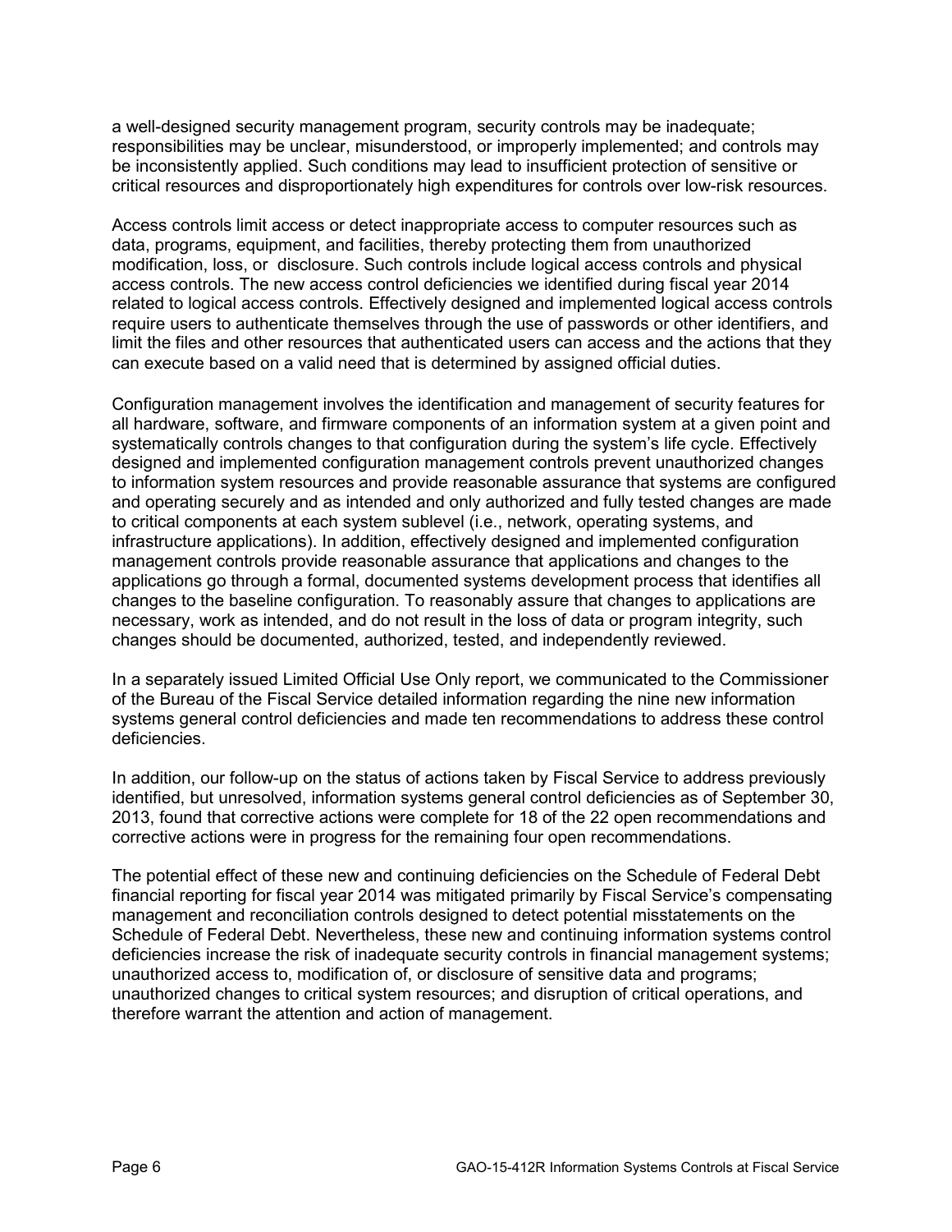a well-designed security management program, security controls may be inadequate; responsibilities may be unclear, misunderstood, or improperly implemented; and controls may be inconsistently applied. Such conditions may lead to insufficient protection of sensitive or critical resources and disproportionately high expenditures for controls over low-risk resources.

Access controls limit access or detect inappropriate access to computer resources such as data, programs, equipment, and facilities, thereby protecting them from unauthorized modification, loss, or disclosure. Such controls include logical access controls and physical access controls. The new access control deficiencies we identified during fiscal year 2014 related to logical access controls. Effectively designed and implemented logical access controls require users to authenticate themselves through the use of passwords or other identifiers, and limit the files and other resources that authenticated users can access and the actions that they can execute based on a valid need that is determined by assigned official duties.

Configuration management involves the identification and management of security features for all hardware, software, and firmware components of an information system at a given point and systematically controls changes to that configuration during the system's life cycle. Effectively designed and implemented configuration management controls prevent unauthorized changes to information system resources and provide reasonable assurance that systems are configured and operating securely and as intended and only authorized and fully tested changes are made to critical components at each system sublevel (i.e., network, operating systems, and infrastructure applications). In addition, effectively designed and implemented configuration management controls provide reasonable assurance that applications and changes to the applications go through a formal, documented systems development process that identifies all changes to the baseline configuration. To reasonably assure that changes to applications are necessary, work as intended, and do not result in the loss of data or program integrity, such changes should be documented, authorized, tested, and independently reviewed.

In a separately issued Limited Official Use Only report, we communicated to the Commissioner of the Bureau of the Fiscal Service detailed information regarding the nine new information systems general control deficiencies and made ten recommendations to address these control deficiencies.

In addition, our follow-up on the status of actions taken by Fiscal Service to address previously identified, but unresolved, information systems general control deficiencies as of September 30, 2013, found that corrective actions were complete for 18 of the 22 open recommendations and corrective actions were in progress for the remaining four open recommendations.

The potential effect of these new and continuing deficiencies on the Schedule of Federal Debt financial reporting for fiscal year 2014 was mitigated primarily by Fiscal Service's compensating management and reconciliation controls designed to detect potential misstatements on the Schedule of Federal Debt. Nevertheless, these new and continuing information systems control deficiencies increase the risk of inadequate security controls in financial management systems; unauthorized access to, modification of, or disclosure of sensitive data and programs; unauthorized changes to critical system resources; and disruption of critical operations, and therefore warrant the attention and action of management.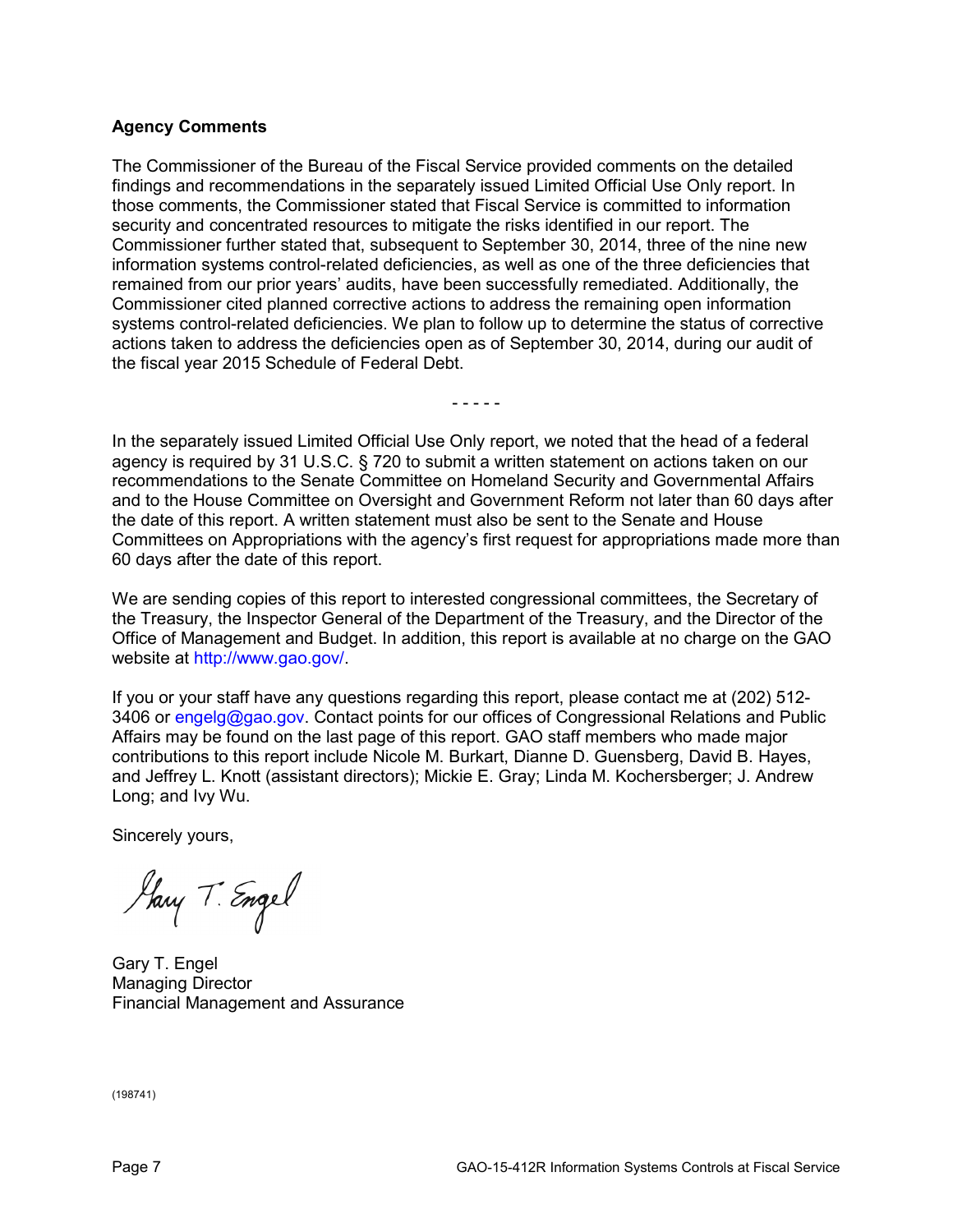## Agency Comments

The Commissioner of the Bureau of the Fiscal Service provided comments on the detailed findings and recommendations in the separately issued Limited Official Use Only report. In those comments, the Commissioner stated that Fiscal Service is committed to information security and concentrated resources to mitigate the risks identified in our report. The Commissioner further stated that, subsequent to September 30, 2014, three of the nine new information systems control-related deficiencies, as well as one of the three deficiencies that remained from our prior years' audits, have been successfully remediated. Additionally, the Commissioner cited planned corrective actions to address the remaining open information systems control-related deficiencies. We plan to follow up to determine the status of corrective actions taken to address the deficiencies open as of September 30, 2014, during our audit of the fiscal year 2015 Schedule of Federal Debt.

- - - - -

In the separately issued Limited Official Use Only report, we noted that the head of a federal agency is required by 31 U.S.C. § 720 to submit a written statement on actions taken on our recommendations to the Senate Committee on Homeland Security and Governmental Affairs and to the House Committee on Oversight and Government Reform not later than 60 days after the date of this report. A written statement must also be sent to the Senate and House Committees on Appropriations with the agency's first request for appropriations made more than 60 days after the date of this report.

We are sending copies of this report to interested congressional committees, the Secretary of the Treasury, the Inspector General of the Department of the Treasury, and the Director of the Office of Management and Budget. In addition, this report is available at no charge on the GAO website at http://www.gao.gov/.

If you or your staff have any questions regarding this report, please contact me at (202) 512-3406 or engelg@gao.gov. Contact points for our offices of Congressional Relations and Public Affairs may be found on the last page of this report. GAO staff members who made major contributions to this report include Nicole M. Burkart, Dianne D. Guensberg, David B. Hayes, and Jeffrey L. Knott (assistant directors); Mickie E. Gray; Linda M. Kochersberger; J. Andrew Long; and Ivy Wu.

Sincerely yours,

Gary T. Engel

Gary T. Engel
Managing Director
Financial Management and Assurance

(198741)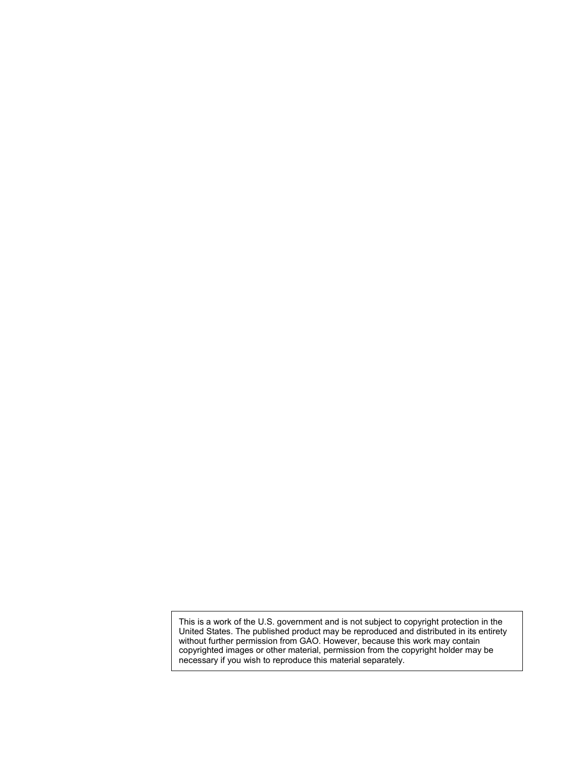This is a work of the U.S. government and is not subject to copyright protection in the United States. The published product may be reproduced and distributed in its entirety without further permission from GAO. However, because this work may contain copyrighted images or other material, permission from the copyright holder may be necessary if you wish to reproduce this material separately.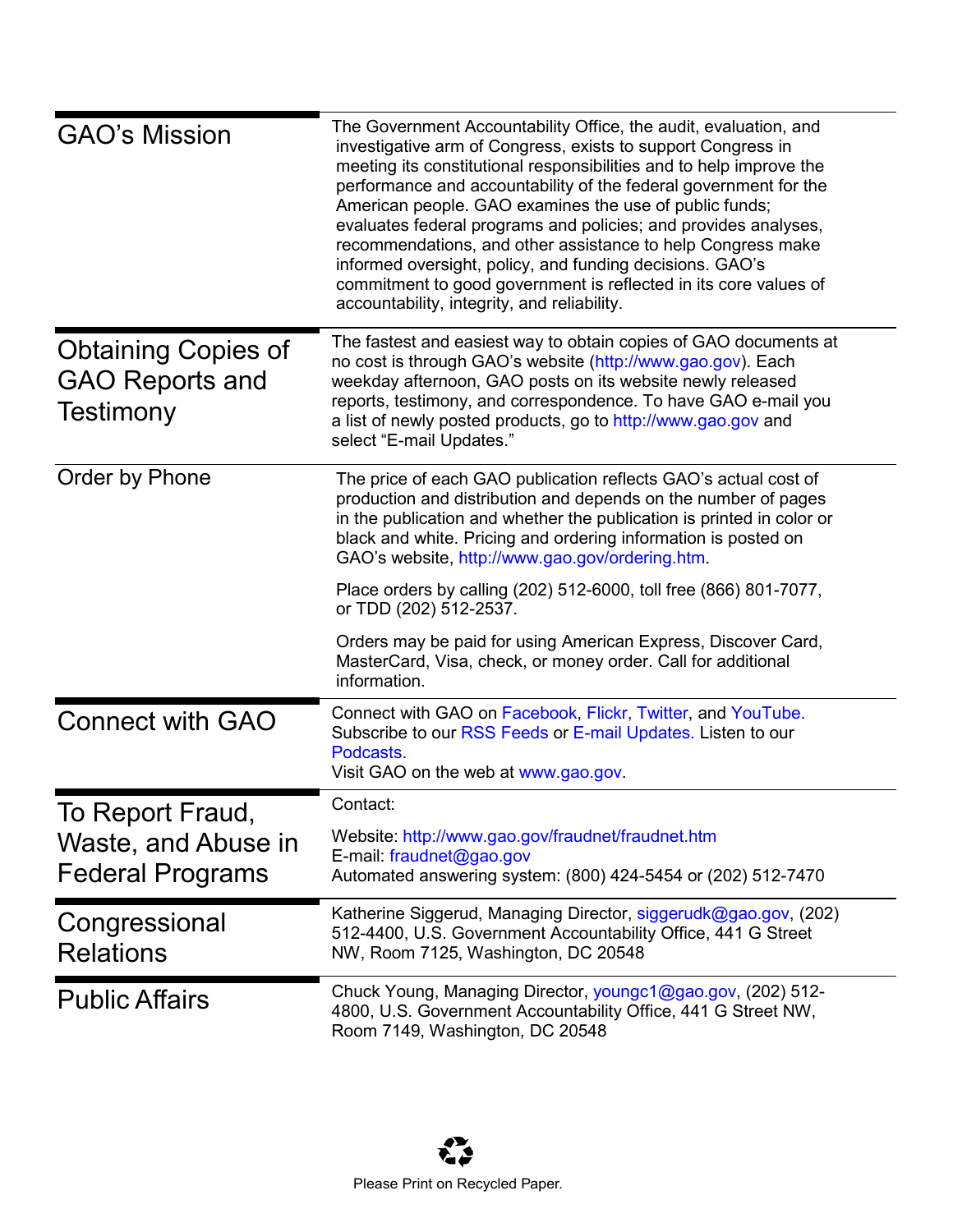## GAO's Mission

The Government Accountability Office, the audit, evaluation, and investigative arm of Congress, exists to support Congress in meeting its constitutional responsibilities and to help improve the performance and accountability of the federal government for the American people. GAO examines the use of public funds; evaluates federal programs and policies; and provides analyses, recommendations, and other assistance to help Congress make informed oversight, policy, and funding decisions. GAO's commitment to good government is reflected in its core values of accountability, integrity, and reliability.

## Obtaining Copies of GAO Reports and Testimony

The fastest and easiest way to obtain copies of GAO documents at no cost is through GAO's website (http://www.gao.gov). Each weekday afternoon, GAO posts on its website newly released reports, testimony, and correspondence. To have GAO e-mail you a list of newly posted products, go to http://www.gao.gov and select "E-mail Updates."

### Order by Phone

The price of each GAO publication reflects GAO's actual cost of production and distribution and depends on the number of pages in the publication and whether the publication is printed in color or black and white. Pricing and ordering information is posted on GAO's website, http://www.gao.gov/ordering.htm.

Place orders by calling (202) 512-6000, toll free (866) 801-7077, or TDD (202) 512-2537.

Orders may be paid for using American Express, Discover Card, MasterCard, Visa, check, or money order. Call for additional information.

## Connect with GAO

Connect with GAO on Facebook, Flickr, Twitter, and YouTube. Subscribe to our RSS Feeds or E-mail Updates. Listen to our Podcasts.
Visit GAO on the web at www.gao.gov.

## To Report Fraud, Waste, and Abuse in Federal Programs

Contact:

Website: http://www.gao.gov/fraudnet/fraudnet.htm
E-mail: fraudnet@gao.gov
Automated answering system: (800) 424-5454 or (202) 512-7470

## Congressional Relations

Katherine Siggerud, Managing Director, siggerudk@gao.gov, (202) 512-4400, U.S. Government Accountability Office, 441 G Street NW, Room 7125, Washington, DC 20548

## Public Affairs

Chuck Young, Managing Director, youngc1@gao.gov, (202) 512-4800, U.S. Government Accountability Office, 441 G Street NW, Room 7149, Washington, DC 20548

Please Print on Recycled Paper.